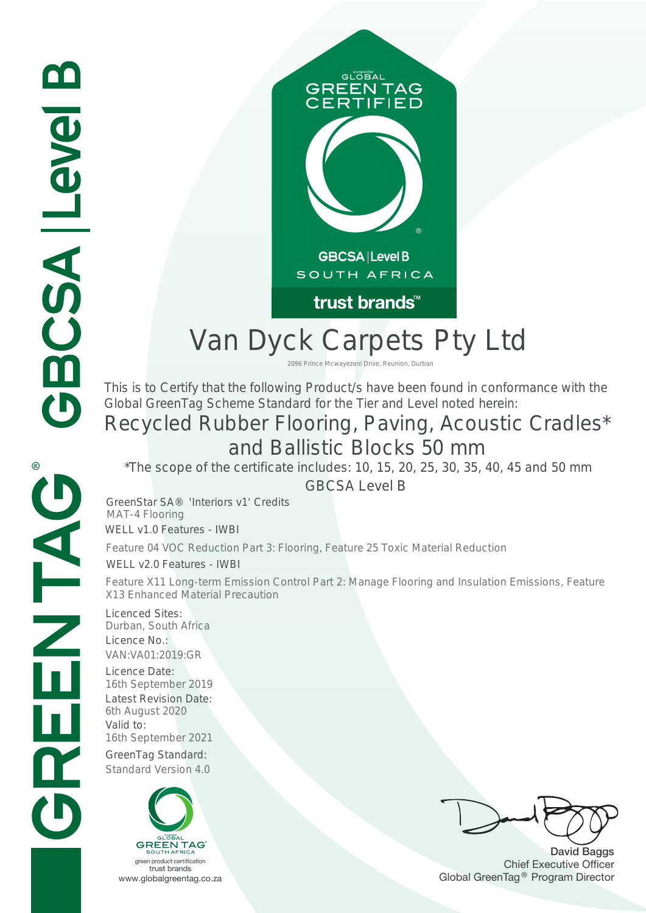GREENTAG® GBCSA | Level B

GLOBAL GREEN TAG CERTIFIED

GBCSA | Level B
SOUTH AFRICA

trust brands™

# Van Dyck Carpets Pty Ltd

2096 Prince Mcwayezeni Drive, Reunion, Durban

This is to Certify that the following Product/s have been found in conformance with the Global GreenTag Scheme Standard for the Tier and Level noted herein:

## Recycled Rubber Flooring, Paving, Acoustic Cradles* and Ballistic Blocks 50 mm

*The scope of the certificate includes: 10, 15, 20, 25, 30, 35, 40, 45 and 50 mm

GBCSA Level B

GreenStar SA® 'Interiors v1' Credits
MAT-4 Flooring

WELL v1.0 Features - IWBI

Feature 04 VOC Reduction Part 3: Flooring, Feature 25 Toxic Material Reduction

WELL v2.0 Features - IWBI

Feature X11 Long-term Emission Control Part 2: Manage Flooring and Insulation Emissions, Feature X13 Enhanced Material Precaution

Licenced Sites:
Durban, South Africa

Licence No.:
VAN:VA01:2019:GR

Licence Date:
16th September 2019

Latest Revision Date:
6th August 2020

Valid to:
16th September 2021

GreenTag Standard:
Standard Version 4.0

GLOBAL GREEN TAG® SOUTH AFRICA
green product certification
trust brands
www.globalgreentag.co.za

David Baggs
Chief Executive Officer
Global GreenTag® Program Director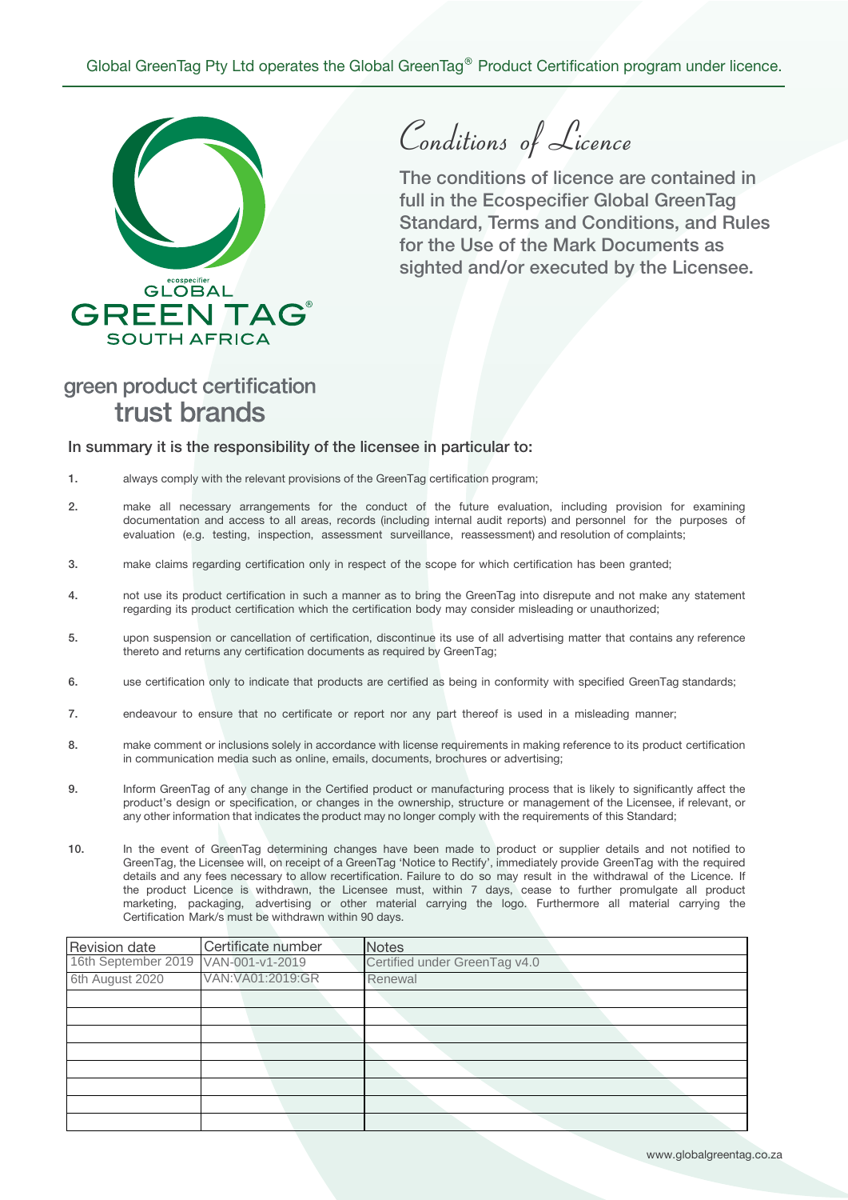Global GreenTag Pty Ltd operates the Global GreenTag® Product Certification program under licence.

ecospecifier
GLOBAL
GREEN TAG®
SOUTH AFRICA

# Conditions of Licence

**The conditions of licence are contained in full in the Ecospecifier Global GreenTag Standard, Terms and Conditions, and Rules for the Use of the Mark Documents as sighted and/or executed by the Licensee.**

## green product certification
## trust brands

**In summary it is the responsibility of the licensee in particular to:**

1. always comply with the relevant provisions of the GreenTag certification program;
2. make all necessary arrangements for the conduct of the future evaluation, including provision for examining documentation and access to all areas, records (including internal audit reports) and personnel for the purposes of evaluation (e.g. testing, inspection, assessment surveillance, reassessment) and resolution of complaints;
3. make claims regarding certification only in respect of the scope for which certification has been granted;
4. not use its product certification in such a manner as to bring the GreenTag into disrepute and not make any statement regarding its product certification which the certification body may consider misleading or unauthorized;
5. upon suspension or cancellation of certification, discontinue its use of all advertising matter that contains any reference thereto and returns any certification documents as required by GreenTag;
6. use certification only to indicate that products are certified as being in conformity with specified GreenTag standards;
7. endeavour to ensure that no certificate or report nor any part thereof is used in a misleading manner;
8. make comment or inclusions solely in accordance with license requirements in making reference to its product certification in communication media such as online, emails, documents, brochures or advertising;
9. Inform GreenTag of any change in the Certified product or manufacturing process that is likely to significantly affect the product's design or specification, or changes in the ownership, structure or management of the Licensee, if relevant, or any other information that indicates the product may no longer comply with the requirements of this Standard;
10. In the event of GreenTag determining changes have been made to product or supplier details and not notified to GreenTag, the Licensee will, on receipt of a GreenTag 'Notice to Rectify', immediately provide GreenTag with the required details and any fees necessary to allow recertification. Failure to do so may result in the withdrawal of the Licence. If the product Licence is withdrawn, the Licensee must, within 7 days, cease to further promulgate all product marketing, packaging, advertising or other material carrying the logo. Furthermore all material carrying the Certification Mark/s must be withdrawn within 90 days.

| Revision date | Certificate number | Notes |
|---|---|---|
| 16th September 2019 | VAN-001-v1-2019 | Certified under GreenTag v4.0 |
| 6th August 2020 | VAN:VA01:2019:GR | Renewal |
| | | |
| | | |
| | | |
| | | |
| | | |
| | | |
| | | |
| | | |

www.globalgreentag.co.za